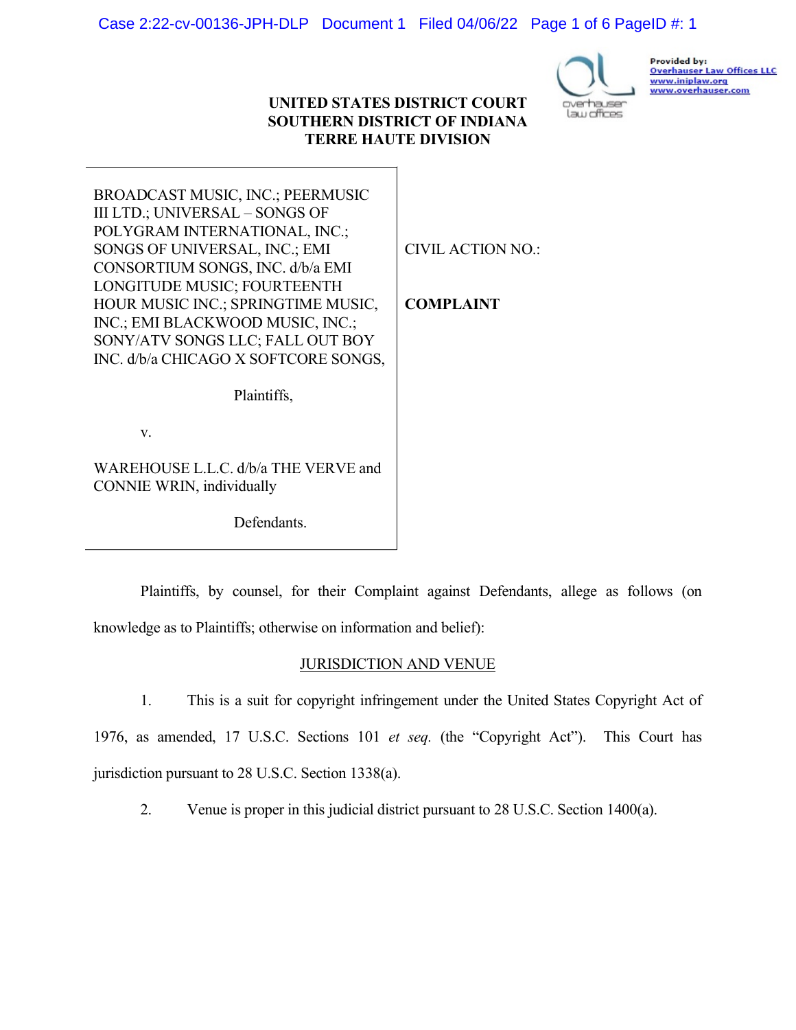**UNITED STATES DISTRICT COURT**
**SOUTHERN DISTRICT OF INDIANA**
**TERRE HAUTE DIVISION**

| | |
|---|---|
| BROADCAST MUSIC, INC.; PEERMUSIC III LTD.; UNIVERSAL – SONGS OF POLYGRAM INTERNATIONAL, INC.; SONGS OF UNIVERSAL, INC.; EMI CONSORTIUM SONGS, INC. d/b/a EMI LONGITUDE MUSIC; FOURTEENTH HOUR MUSIC INC.; SPRINGTIME MUSIC, INC.; EMI BLACKWOOD MUSIC, INC.; SONY/ATV SONGS LLC; FALL OUT BOY INC. d/b/a CHICAGO X SOFTCORE SONGS,<br><br>Plaintiffs,<br><br>v.<br><br>WAREHOUSE L.L.C. d/b/a THE VERVE and CONNIE WRIN, individually<br><br>Defendants. | CIVIL ACTION NO.:<br><br>**COMPLAINT** |

Plaintiffs, by counsel, for their Complaint against Defendants, allege as follows (on knowledge as to Plaintiffs; otherwise on information and belief):

## JURISDICTION AND VENUE

1. This is a suit for copyright infringement under the United States Copyright Act of 1976, as amended, 17 U.S.C. Sections 101 *et seq.* (the "Copyright Act"). This Court has jurisdiction pursuant to 28 U.S.C. Section 1338(a).

2. Venue is proper in this judicial district pursuant to 28 U.S.C. Section 1400(a).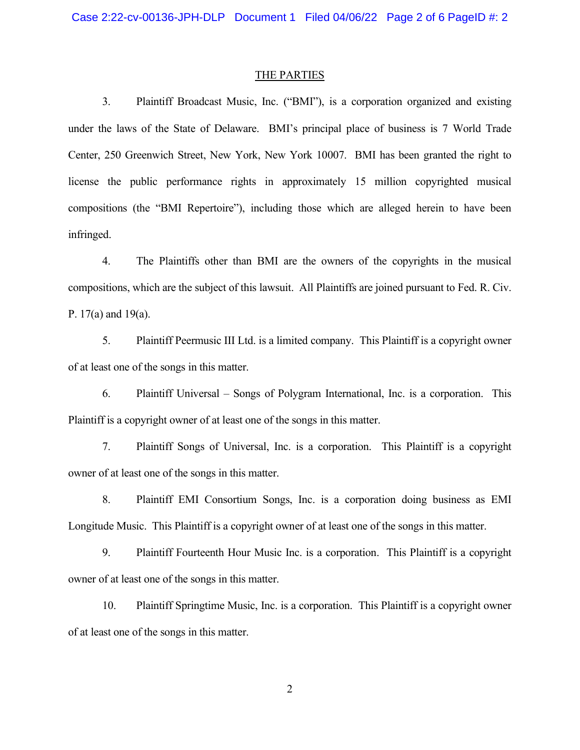## THE PARTIES

3. Plaintiff Broadcast Music, Inc. ("BMI"), is a corporation organized and existing under the laws of the State of Delaware. BMI's principal place of business is 7 World Trade Center, 250 Greenwich Street, New York, New York 10007. BMI has been granted the right to license the public performance rights in approximately 15 million copyrighted musical compositions (the "BMI Repertoire"), including those which are alleged herein to have been infringed.

4. The Plaintiffs other than BMI are the owners of the copyrights in the musical compositions, which are the subject of this lawsuit. All Plaintiffs are joined pursuant to Fed. R. Civ. P. 17(a) and 19(a).

5. Plaintiff Peermusic III Ltd. is a limited company. This Plaintiff is a copyright owner of at least one of the songs in this matter.

6. Plaintiff Universal – Songs of Polygram International, Inc. is a corporation. This Plaintiff is a copyright owner of at least one of the songs in this matter.

7. Plaintiff Songs of Universal, Inc. is a corporation. This Plaintiff is a copyright owner of at least one of the songs in this matter.

8. Plaintiff EMI Consortium Songs, Inc. is a corporation doing business as EMI Longitude Music. This Plaintiff is a copyright owner of at least one of the songs in this matter.

9. Plaintiff Fourteenth Hour Music Inc. is a corporation. This Plaintiff is a copyright owner of at least one of the songs in this matter.

10. Plaintiff Springtime Music, Inc. is a corporation. This Plaintiff is a copyright owner of at least one of the songs in this matter.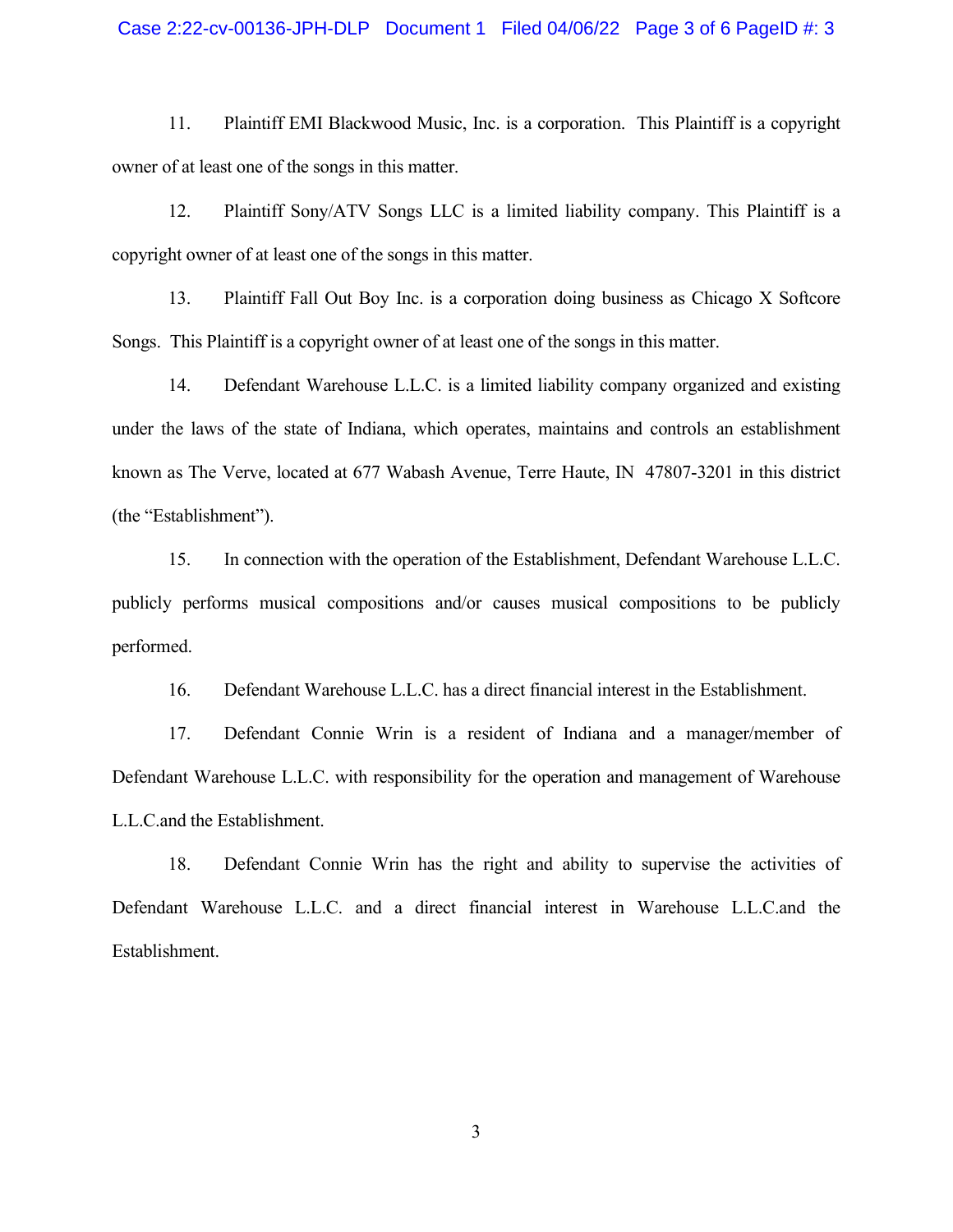11. Plaintiff EMI Blackwood Music, Inc. is a corporation. This Plaintiff is a copyright owner of at least one of the songs in this matter.

12. Plaintiff Sony/ATV Songs LLC is a limited liability company. This Plaintiff is a copyright owner of at least one of the songs in this matter.

13. Plaintiff Fall Out Boy Inc. is a corporation doing business as Chicago X Softcore Songs. This Plaintiff is a copyright owner of at least one of the songs in this matter.

14. Defendant Warehouse L.L.C. is a limited liability company organized and existing under the laws of the state of Indiana, which operates, maintains and controls an establishment known as The Verve, located at 677 Wabash Avenue, Terre Haute, IN 47807-3201 in this district (the "Establishment").

15. In connection with the operation of the Establishment, Defendant Warehouse L.L.C. publicly performs musical compositions and/or causes musical compositions to be publicly performed.

16. Defendant Warehouse L.L.C. has a direct financial interest in the Establishment.

17. Defendant Connie Wrin is a resident of Indiana and a manager/member of Defendant Warehouse L.L.C. with responsibility for the operation and management of Warehouse L.L.C.and the Establishment.

18. Defendant Connie Wrin has the right and ability to supervise the activities of Defendant Warehouse L.L.C. and a direct financial interest in Warehouse L.L.C.and the Establishment.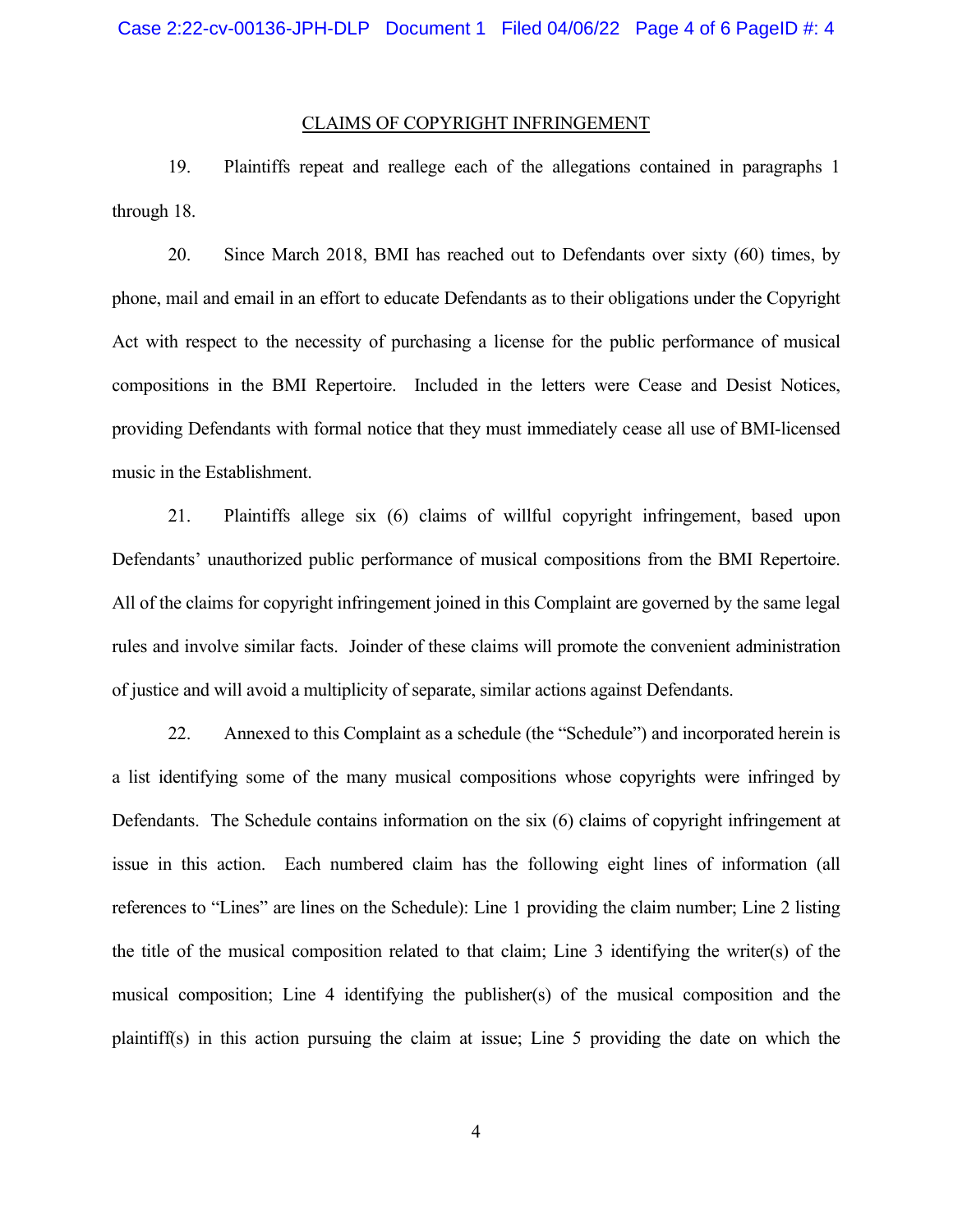## CLAIMS OF COPYRIGHT INFRINGEMENT

19. Plaintiffs repeat and reallege each of the allegations contained in paragraphs 1 through 18.

20. Since March 2018, BMI has reached out to Defendants over sixty (60) times, by phone, mail and email in an effort to educate Defendants as to their obligations under the Copyright Act with respect to the necessity of purchasing a license for the public performance of musical compositions in the BMI Repertoire. Included in the letters were Cease and Desist Notices, providing Defendants with formal notice that they must immediately cease all use of BMI-licensed music in the Establishment.

21. Plaintiffs allege six (6) claims of willful copyright infringement, based upon Defendants' unauthorized public performance of musical compositions from the BMI Repertoire. All of the claims for copyright infringement joined in this Complaint are governed by the same legal rules and involve similar facts. Joinder of these claims will promote the convenient administration of justice and will avoid a multiplicity of separate, similar actions against Defendants.

22. Annexed to this Complaint as a schedule (the "Schedule") and incorporated herein is a list identifying some of the many musical compositions whose copyrights were infringed by Defendants. The Schedule contains information on the six (6) claims of copyright infringement at issue in this action. Each numbered claim has the following eight lines of information (all references to "Lines" are lines on the Schedule): Line 1 providing the claim number; Line 2 listing the title of the musical composition related to that claim; Line 3 identifying the writer(s) of the musical composition; Line 4 identifying the publisher(s) of the musical composition and the plaintiff(s) in this action pursuing the claim at issue; Line 5 providing the date on which the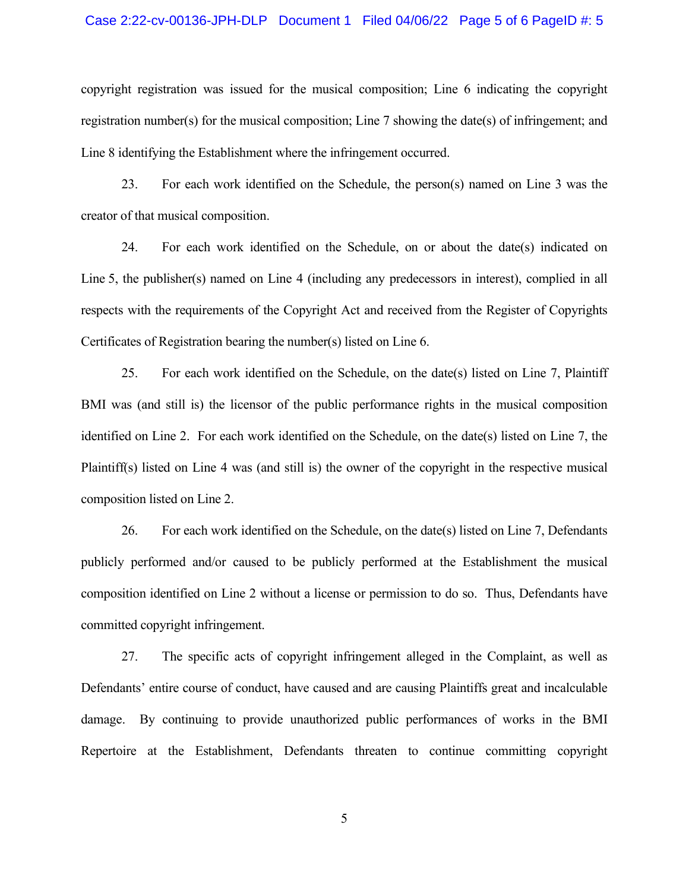copyright registration was issued for the musical composition; Line 6 indicating the copyright registration number(s) for the musical composition; Line 7 showing the date(s) of infringement; and Line 8 identifying the Establishment where the infringement occurred.

23. For each work identified on the Schedule, the person(s) named on Line 3 was the creator of that musical composition.

24. For each work identified on the Schedule, on or about the date(s) indicated on Line 5, the publisher(s) named on Line 4 (including any predecessors in interest), complied in all respects with the requirements of the Copyright Act and received from the Register of Copyrights Certificates of Registration bearing the number(s) listed on Line 6.

25. For each work identified on the Schedule, on the date(s) listed on Line 7, Plaintiff BMI was (and still is) the licensor of the public performance rights in the musical composition identified on Line 2. For each work identified on the Schedule, on the date(s) listed on Line 7, the Plaintiff(s) listed on Line 4 was (and still is) the owner of the copyright in the respective musical composition listed on Line 2.

26. For each work identified on the Schedule, on the date(s) listed on Line 7, Defendants publicly performed and/or caused to be publicly performed at the Establishment the musical composition identified on Line 2 without a license or permission to do so. Thus, Defendants have committed copyright infringement.

27. The specific acts of copyright infringement alleged in the Complaint, as well as Defendants' entire course of conduct, have caused and are causing Plaintiffs great and incalculable damage. By continuing to provide unauthorized public performances of works in the BMI Repertoire at the Establishment, Defendants threaten to continue committing copyright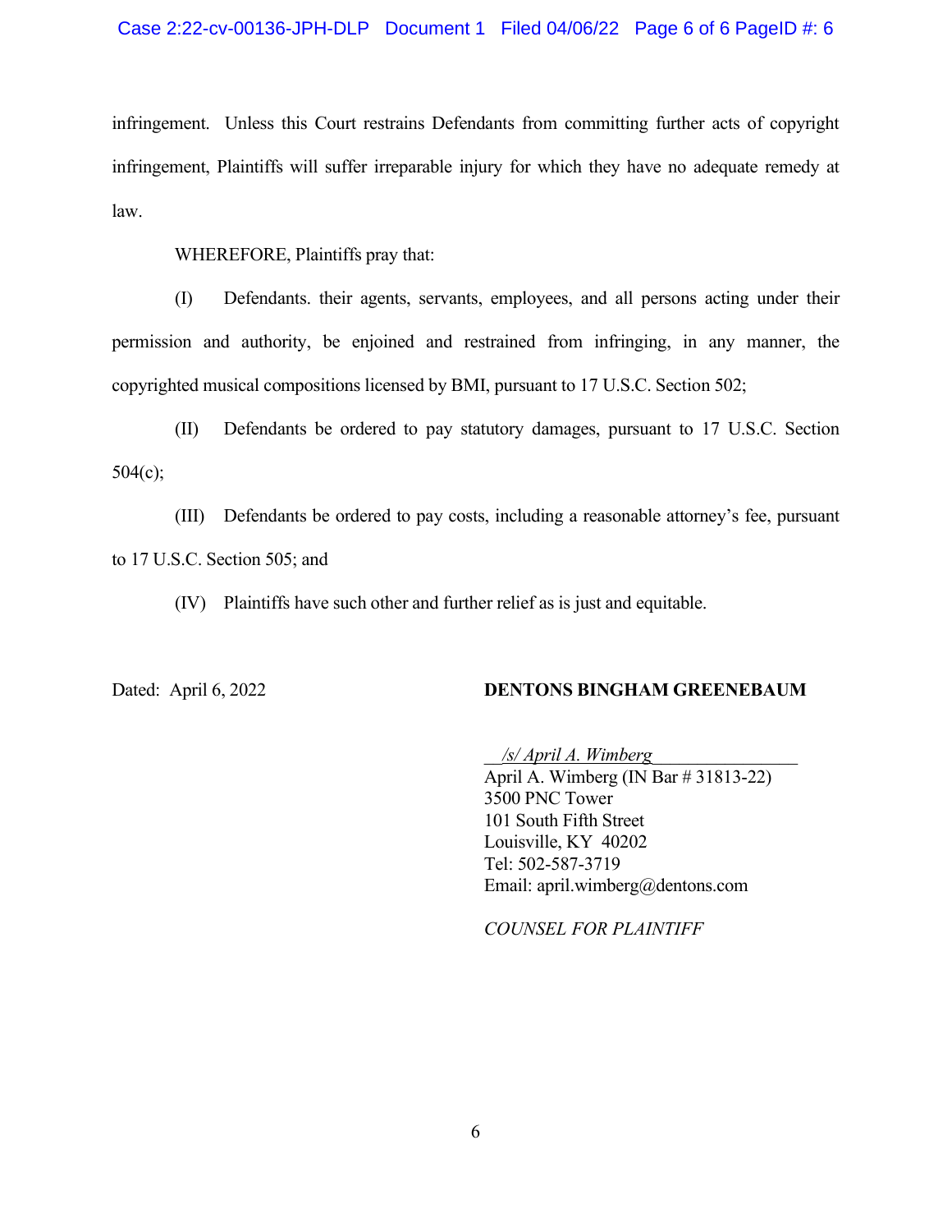infringement. Unless this Court restrains Defendants from committing further acts of copyright infringement, Plaintiffs will suffer irreparable injury for which they have no adequate remedy at law.

WHEREFORE, Plaintiffs pray that:

(I) Defendants. their agents, servants, employees, and all persons acting under their permission and authority, be enjoined and restrained from infringing, in any manner, the copyrighted musical compositions licensed by BMI, pursuant to 17 U.S.C. Section 502;

(II) Defendants be ordered to pay statutory damages, pursuant to 17 U.S.C. Section 504(c);

(III) Defendants be ordered to pay costs, including a reasonable attorney's fee, pursuant to 17 U.S.C. Section 505; and

(IV) Plaintiffs have such other and further relief as is just and equitable.

Dated: April 6, 2022

**DENTONS BINGHAM GREENEBAUM**

*/s/ April A. Wimberg*
April A. Wimberg (IN Bar # 31813-22)
3500 PNC Tower
101 South Fifth Street
Louisville, KY 40202
Tel: 502-587-3719
Email: april.wimberg@dentons.com

*COUNSEL FOR PLAINTIFF*